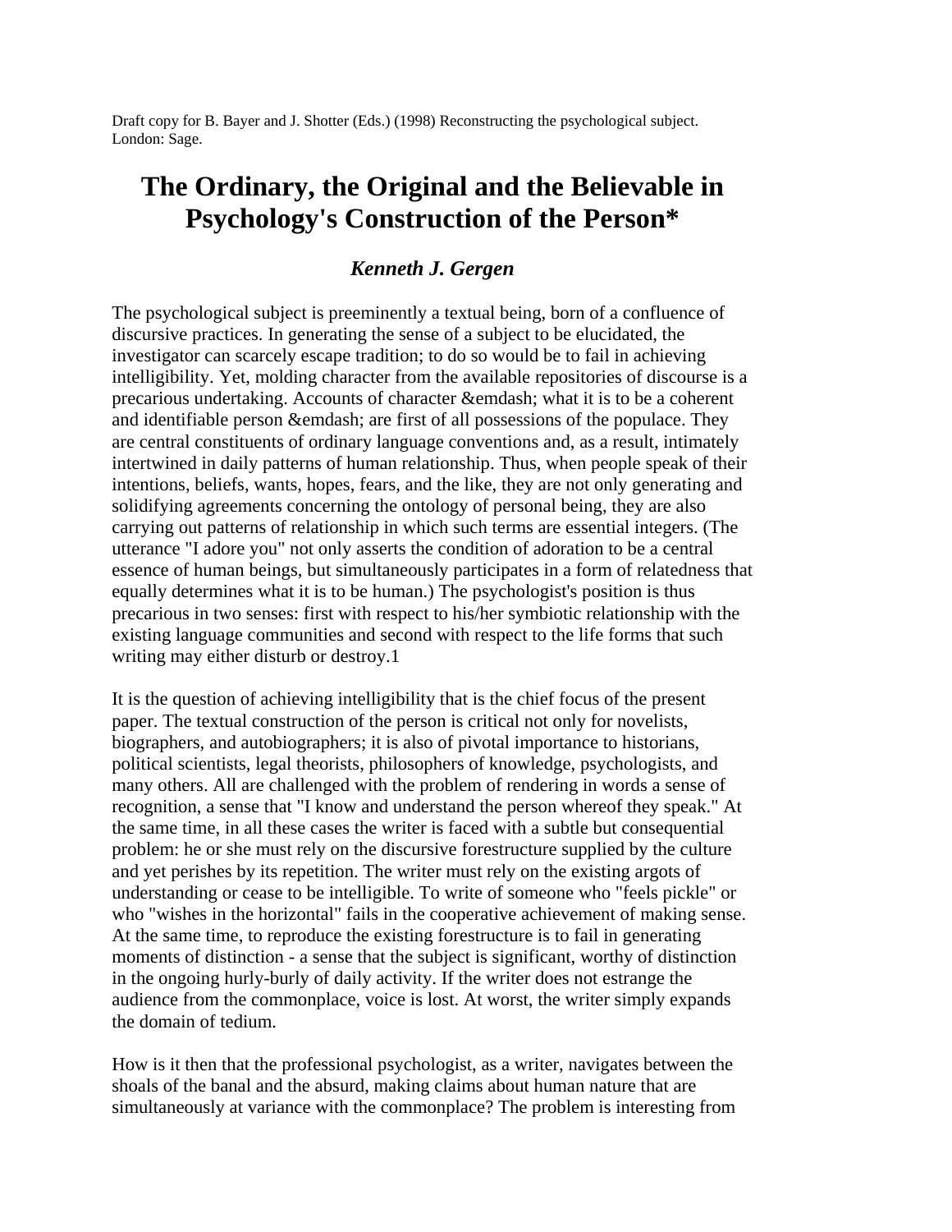Draft copy for B. Bayer and J. Shotter (Eds.) (1998) Reconstructing the psychological subject. London: Sage.

# The Ordinary, the Original and the Believable in Psychology's Construction of the Person*

### *Kenneth J. Gergen*

The psychological subject is preeminently a textual being, born of a confluence of discursive practices. In generating the sense of a subject to be elucidated, the investigator can scarcely escape tradition; to do so would be to fail in achieving intelligibility. Yet, molding character from the available repositories of discourse is a precarious undertaking. Accounts of character &emdash; what it is to be a coherent and identifiable person &emdash; are first of all possessions of the populace. They are central constituents of ordinary language conventions and, as a result, intimately intertwined in daily patterns of human relationship. Thus, when people speak of their intentions, beliefs, wants, hopes, fears, and the like, they are not only generating and solidifying agreements concerning the ontology of personal being, they are also carrying out patterns of relationship in which such terms are essential integers. (The utterance "I adore you" not only asserts the condition of adoration to be a central essence of human beings, but simultaneously participates in a form of relatedness that equally determines what it is to be human.) The psychologist's position is thus precarious in two senses: first with respect to his/her symbiotic relationship with the existing language communities and second with respect to the life forms that such writing may either disturb or destroy.1

It is the question of achieving intelligibility that is the chief focus of the present paper. The textual construction of the person is critical not only for novelists, biographers, and autobiographers; it is also of pivotal importance to historians, political scientists, legal theorists, philosophers of knowledge, psychologists, and many others. All are challenged with the problem of rendering in words a sense of recognition, a sense that "I know and understand the person whereof they speak." At the same time, in all these cases the writer is faced with a subtle but consequential problem: he or she must rely on the discursive forestructure supplied by the culture and yet perishes by its repetition. The writer must rely on the existing argots of understanding or cease to be intelligible. To write of someone who "feels pickle" or who "wishes in the horizontal" fails in the cooperative achievement of making sense. At the same time, to reproduce the existing forestructure is to fail in generating moments of distinction - a sense that the subject is significant, worthy of distinction in the ongoing hurly-burly of daily activity. If the writer does not estrange the audience from the commonplace, voice is lost. At worst, the writer simply expands the domain of tedium.

How is it then that the professional psychologist, as a writer, navigates between the shoals of the banal and the absurd, making claims about human nature that are simultaneously at variance with the commonplace? The problem is interesting from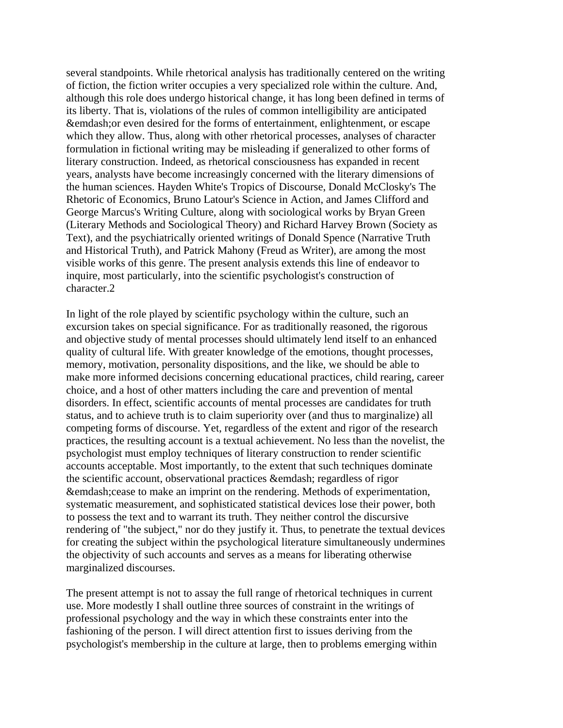several standpoints. While rhetorical analysis has traditionally centered on the writing of fiction, the fiction writer occupies a very specialized role within the culture. And, although this role does undergo historical change, it has long been defined in terms of its liberty. That is, violations of the rules of common intelligibility are anticipated &emdash;or even desired for the forms of entertainment, enlightenment, or escape which they allow. Thus, along with other rhetorical processes, analyses of character formulation in fictional writing may be misleading if generalized to other forms of literary construction. Indeed, as rhetorical consciousness has expanded in recent years, analysts have become increasingly concerned with the literary dimensions of the human sciences. Hayden White's Tropics of Discourse, Donald McClosky's The Rhetoric of Economics, Bruno Latour's Science in Action, and James Clifford and George Marcus's Writing Culture, along with sociological works by Bryan Green (Literary Methods and Sociological Theory) and Richard Harvey Brown (Society as Text), and the psychiatrically oriented writings of Donald Spence (Narrative Truth and Historical Truth), and Patrick Mahony (Freud as Writer), are among the most visible works of this genre. The present analysis extends this line of endeavor to inquire, most particularly, into the scientific psychologist's construction of character.2

In light of the role played by scientific psychology within the culture, such an excursion takes on special significance. For as traditionally reasoned, the rigorous and objective study of mental processes should ultimately lend itself to an enhanced quality of cultural life. With greater knowledge of the emotions, thought processes, memory, motivation, personality dispositions, and the like, we should be able to make more informed decisions concerning educational practices, child rearing, career choice, and a host of other matters including the care and prevention of mental disorders. In effect, scientific accounts of mental processes are candidates for truth status, and to achieve truth is to claim superiority over (and thus to marginalize) all competing forms of discourse. Yet, regardless of the extent and rigor of the research practices, the resulting account is a textual achievement. No less than the novelist, the psychologist must employ techniques of literary construction to render scientific accounts acceptable. Most importantly, to the extent that such techniques dominate the scientific account, observational practices &emdash; regardless of rigor &emdash;cease to make an imprint on the rendering. Methods of experimentation, systematic measurement, and sophisticated statistical devices lose their power, both to possess the text and to warrant its truth. They neither control the discursive rendering of "the subject," nor do they justify it. Thus, to penetrate the textual devices for creating the subject within the psychological literature simultaneously undermines the objectivity of such accounts and serves as a means for liberating otherwise marginalized discourses.

The present attempt is not to assay the full range of rhetorical techniques in current use. More modestly I shall outline three sources of constraint in the writings of professional psychology and the way in which these constraints enter into the fashioning of the person. I will direct attention first to issues deriving from the psychologist's membership in the culture at large, then to problems emerging within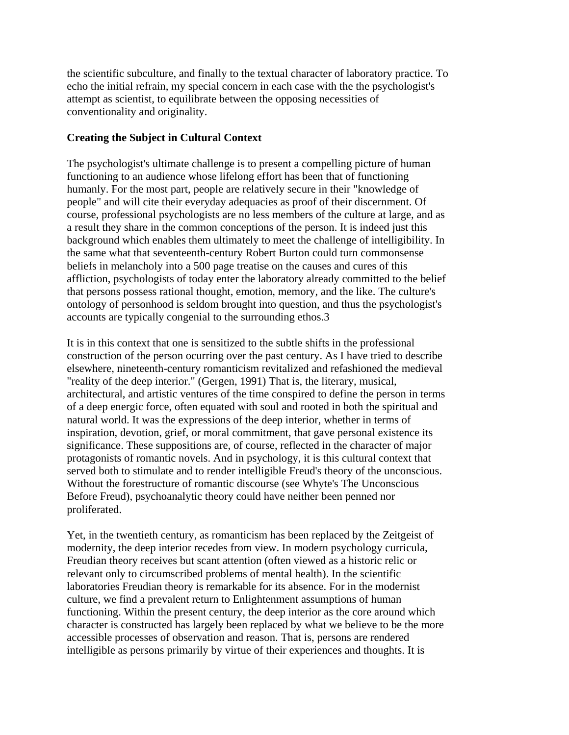the scientific subculture, and finally to the textual character of laboratory practice. To echo the initial refrain, my special concern in each case with the the psychologist's attempt as scientist, to equilibrate between the opposing necessities of conventionality and originality.

**Creating the Subject in Cultural Context**

The psychologist's ultimate challenge is to present a compelling picture of human functioning to an audience whose lifelong effort has been that of functioning humanly. For the most part, people are relatively secure in their "knowledge of people" and will cite their everyday adequacies as proof of their discernment. Of course, professional psychologists are no less members of the culture at large, and as a result they share in the common conceptions of the person. It is indeed just this background which enables them ultimately to meet the challenge of intelligibility. In the same what that seventeenth-century Robert Burton could turn commonsense beliefs in melancholy into a 500 page treatise on the causes and cures of this affliction, psychologists of today enter the laboratory already committed to the belief that persons possess rational thought, emotion, memory, and the like. The culture's ontology of personhood is seldom brought into question, and thus the psychologist's accounts are typically congenial to the surrounding ethos.3

It is in this context that one is sensitized to the subtle shifts in the professional construction of the person ocurring over the past century. As I have tried to describe elsewhere, nineteenth-century romanticism revitalized and refashioned the medieval "reality of the deep interior." (Gergen, 1991) That is, the literary, musical, architectural, and artistic ventures of the time conspired to define the person in terms of a deep energic force, often equated with soul and rooted in both the spiritual and natural world. It was the expressions of the deep interior, whether in terms of inspiration, devotion, grief, or moral commitment, that gave personal existence its significance. These suppositions are, of course, reflected in the character of major protagonists of romantic novels. And in psychology, it is this cultural context that served both to stimulate and to render intelligible Freud's theory of the unconscious. Without the forestructure of romantic discourse (see Whyte's The Unconscious Before Freud), psychoanalytic theory could have neither been penned nor proliferated.

Yet, in the twentieth century, as romanticism has been replaced by the Zeitgeist of modernity, the deep interior recedes from view. In modern psychology curricula, Freudian theory receives but scant attention (often viewed as a historic relic or relevant only to circumscribed problems of mental health). In the scientific laboratories Freudian theory is remarkable for its absence. For in the modernist culture, we find a prevalent return to Enlightenment assumptions of human functioning. Within the present century, the deep interior as the core around which character is constructed has largely been replaced by what we believe to be the more accessible processes of observation and reason. That is, persons are rendered intelligible as persons primarily by virtue of their experiences and thoughts. It is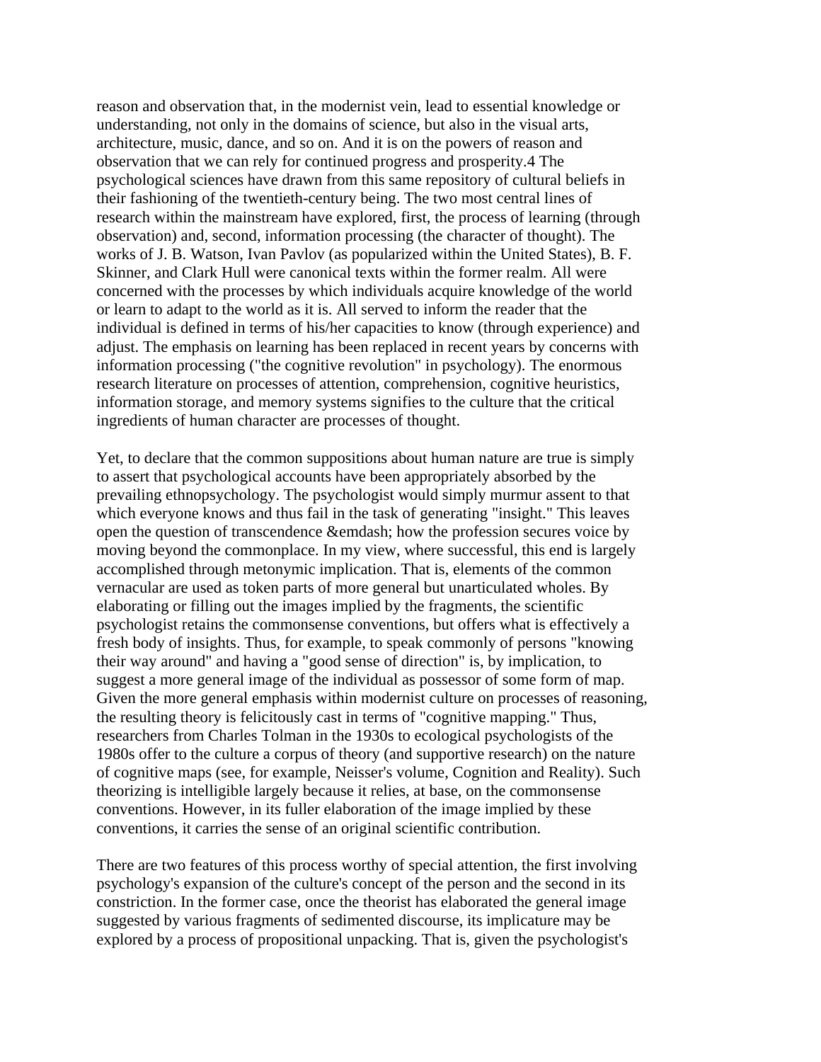reason and observation that, in the modernist vein, lead to essential knowledge or understanding, not only in the domains of science, but also in the visual arts, architecture, music, dance, and so on. And it is on the powers of reason and observation that we can rely for continued progress and prosperity.4 The psychological sciences have drawn from this same repository of cultural beliefs in their fashioning of the twentieth-century being. The two most central lines of research within the mainstream have explored, first, the process of learning (through observation) and, second, information processing (the character of thought). The works of J. B. Watson, Ivan Pavlov (as popularized within the United States), B. F. Skinner, and Clark Hull were canonical texts within the former realm. All were concerned with the processes by which individuals acquire knowledge of the world or learn to adapt to the world as it is. All served to inform the reader that the individual is defined in terms of his/her capacities to know (through experience) and adjust. The emphasis on learning has been replaced in recent years by concerns with information processing ("the cognitive revolution" in psychology). The enormous research literature on processes of attention, comprehension, cognitive heuristics, information storage, and memory systems signifies to the culture that the critical ingredients of human character are processes of thought.

Yet, to declare that the common suppositions about human nature are true is simply to assert that psychological accounts have been appropriately absorbed by the prevailing ethnopsychology. The psychologist would simply murmur assent to that which everyone knows and thus fail in the task of generating "insight." This leaves open the question of transcendence &emdash; how the profession secures voice by moving beyond the commonplace. In my view, where successful, this end is largely accomplished through metonymic implication. That is, elements of the common vernacular are used as token parts of more general but unarticulated wholes. By elaborating or filling out the images implied by the fragments, the scientific psychologist retains the commonsense conventions, but offers what is effectively a fresh body of insights. Thus, for example, to speak commonly of persons "knowing their way around" and having a "good sense of direction" is, by implication, to suggest a more general image of the individual as possessor of some form of map. Given the more general emphasis within modernist culture on processes of reasoning, the resulting theory is felicitously cast in terms of "cognitive mapping." Thus, researchers from Charles Tolman in the 1930s to ecological psychologists of the 1980s offer to the culture a corpus of theory (and supportive research) on the nature of cognitive maps (see, for example, Neisser's volume, Cognition and Reality). Such theorizing is intelligible largely because it relies, at base, on the commonsense conventions. However, in its fuller elaboration of the image implied by these conventions, it carries the sense of an original scientific contribution.

There are two features of this process worthy of special attention, the first involving psychology's expansion of the culture's concept of the person and the second in its constriction. In the former case, once the theorist has elaborated the general image suggested by various fragments of sedimented discourse, its implicature may be explored by a process of propositional unpacking. That is, given the psychologist's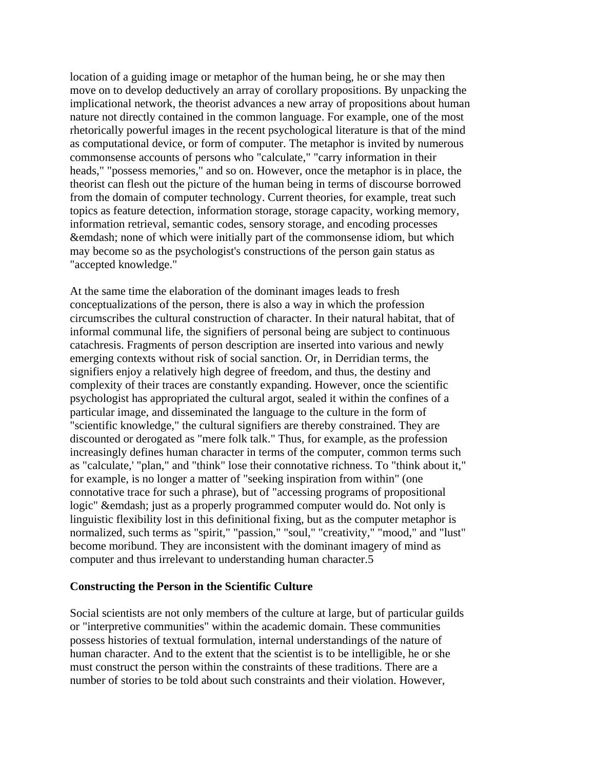location of a guiding image or metaphor of the human being, he or she may then move on to develop deductively an array of corollary propositions. By unpacking the implicational network, the theorist advances a new array of propositions about human nature not directly contained in the common language. For example, one of the most rhetorically powerful images in the recent psychological literature is that of the mind as computational device, or form of computer. The metaphor is invited by numerous commonsense accounts of persons who "calculate," "carry information in their heads," "possess memories," and so on. However, once the metaphor is in place, the theorist can flesh out the picture of the human being in terms of discourse borrowed from the domain of computer technology. Current theories, for example, treat such topics as feature detection, information storage, storage capacity, working memory, information retrieval, semantic codes, sensory storage, and encoding processes &emdash; none of which were initially part of the commonsense idiom, but which may become so as the psychologist's constructions of the person gain status as "accepted knowledge."

At the same time the elaboration of the dominant images leads to fresh conceptualizations of the person, there is also a way in which the profession circumscribes the cultural construction of character. In their natural habitat, that of informal communal life, the signifiers of personal being are subject to continuous catachresis. Fragments of person description are inserted into various and newly emerging contexts without risk of social sanction. Or, in Derridian terms, the signifiers enjoy a relatively high degree of freedom, and thus, the destiny and complexity of their traces are constantly expanding. However, once the scientific psychologist has appropriated the cultural argot, sealed it within the confines of a particular image, and disseminated the language to the culture in the form of "scientific knowledge," the cultural signifiers are thereby constrained. They are discounted or derogated as "mere folk talk." Thus, for example, as the profession increasingly defines human character in terms of the computer, common terms such as "calculate,' "plan," and "think" lose their connotative richness. To "think about it," for example, is no longer a matter of "seeking inspiration from within" (one connotative trace for such a phrase), but of "accessing programs of propositional logic" &emdash; just as a properly programmed computer would do. Not only is linguistic flexibility lost in this definitional fixing, but as the computer metaphor is normalized, such terms as "spirit," "passion," "soul," "creativity," "mood," and "lust" become moribund. They are inconsistent with the dominant imagery of mind as computer and thus irrelevant to understanding human character.5

**Constructing the Person in the Scientific Culture**

Social scientists are not only members of the culture at large, but of particular guilds or "interpretive communities" within the academic domain. These communities possess histories of textual formulation, internal understandings of the nature of human character. And to the extent that the scientist is to be intelligible, he or she must construct the person within the constraints of these traditions. There are a number of stories to be told about such constraints and their violation. However,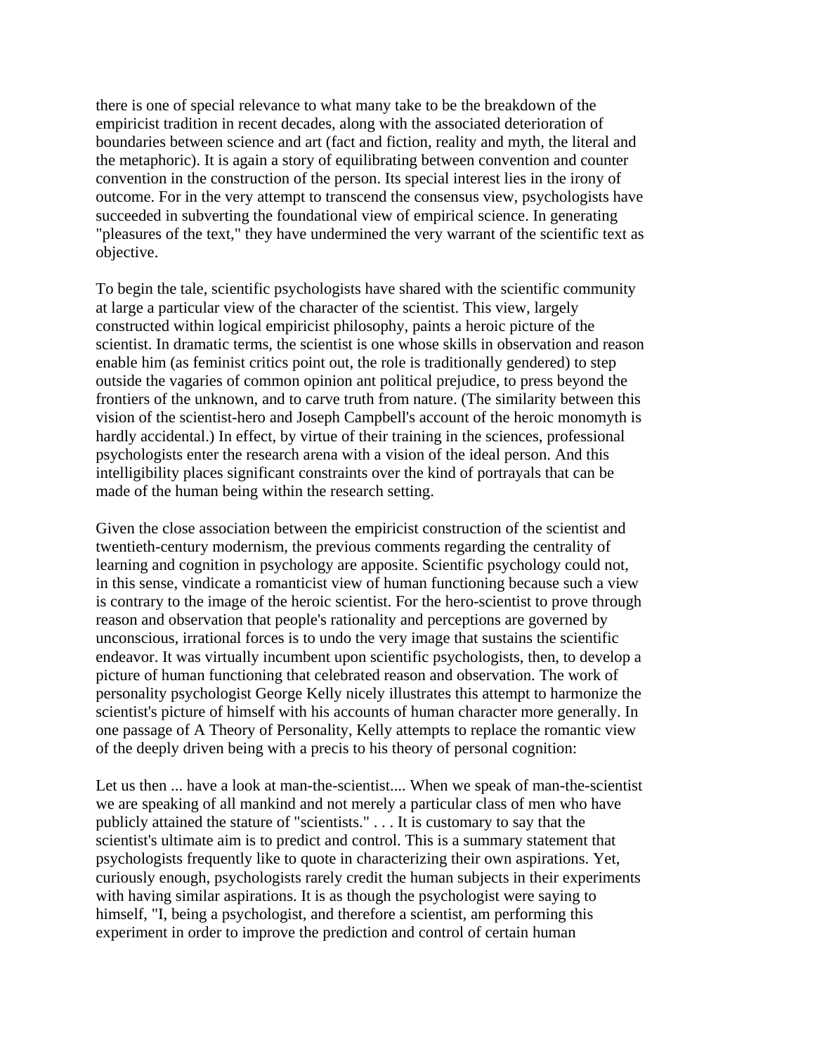there is one of special relevance to what many take to be the breakdown of the empiricist tradition in recent decades, along with the associated deterioration of boundaries between science and art (fact and fiction, reality and myth, the literal and the metaphoric). It is again a story of equilibrating between convention and counter convention in the construction of the person. Its special interest lies in the irony of outcome. For in the very attempt to transcend the consensus view, psychologists have succeeded in subverting the foundational view of empirical science. In generating "pleasures of the text," they have undermined the very warrant of the scientific text as objective.

To begin the tale, scientific psychologists have shared with the scientific community at large a particular view of the character of the scientist. This view, largely constructed within logical empiricist philosophy, paints a heroic picture of the scientist. In dramatic terms, the scientist is one whose skills in observation and reason enable him (as feminist critics point out, the role is traditionally gendered) to step outside the vagaries of common opinion ant political prejudice, to press beyond the frontiers of the unknown, and to carve truth from nature. (The similarity between this vision of the scientist-hero and Joseph Campbell's account of the heroic monomyth is hardly accidental.) In effect, by virtue of their training in the sciences, professional psychologists enter the research arena with a vision of the ideal person. And this intelligibility places significant constraints over the kind of portrayals that can be made of the human being within the research setting.

Given the close association between the empiricist construction of the scientist and twentieth-century modernism, the previous comments regarding the centrality of learning and cognition in psychology are apposite. Scientific psychology could not, in this sense, vindicate a romanticist view of human functioning because such a view is contrary to the image of the heroic scientist. For the hero-scientist to prove through reason and observation that people's rationality and perceptions are governed by unconscious, irrational forces is to undo the very image that sustains the scientific endeavor. It was virtually incumbent upon scientific psychologists, then, to develop a picture of human functioning that celebrated reason and observation. The work of personality psychologist George Kelly nicely illustrates this attempt to harmonize the scientist's picture of himself with his accounts of human character more generally. In one passage of A Theory of Personality, Kelly attempts to replace the romantic view of the deeply driven being with a precis to his theory of personal cognition:

Let us then ... have a look at man-the-scientist.... When we speak of man-the-scientist we are speaking of all mankind and not merely a particular class of men who have publicly attained the stature of "scientists." . . . It is customary to say that the scientist's ultimate aim is to predict and control. This is a summary statement that psychologists frequently like to quote in characterizing their own aspirations. Yet, curiously enough, psychologists rarely credit the human subjects in their experiments with having similar aspirations. It is as though the psychologist were saying to himself, "I, being a psychologist, and therefore a scientist, am performing this experiment in order to improve the prediction and control of certain human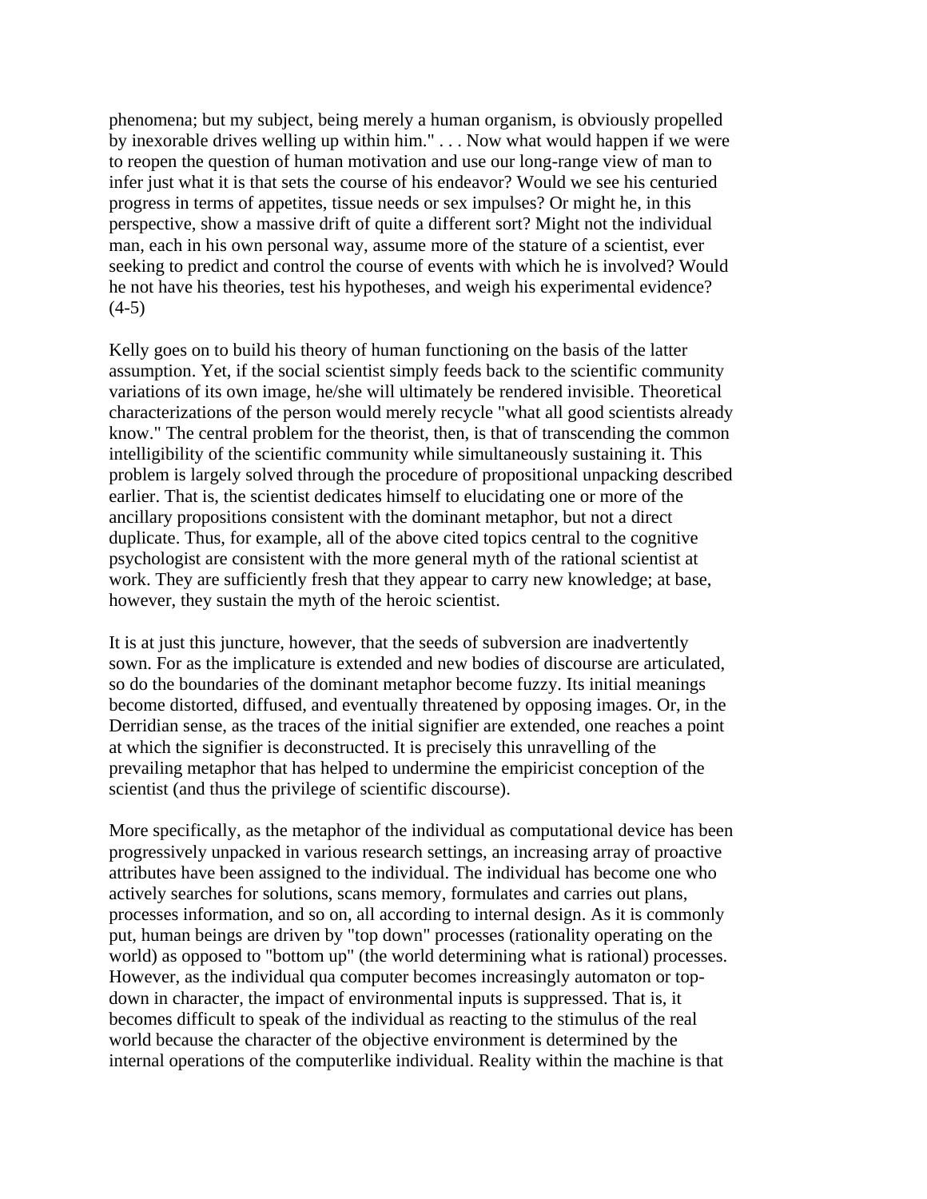phenomena; but my subject, being merely a human organism, is obviously propelled by inexorable drives welling up within him." . . . Now what would happen if we were to reopen the question of human motivation and use our long-range view of man to infer just what it is that sets the course of his endeavor? Would we see his centuried progress in terms of appetites, tissue needs or sex impulses? Or might he, in this perspective, show a massive drift of quite a different sort? Might not the individual man, each in his own personal way, assume more of the stature of a scientist, ever seeking to predict and control the course of events with which he is involved? Would he not have his theories, test his hypotheses, and weigh his experimental evidence? (4-5)

Kelly goes on to build his theory of human functioning on the basis of the latter assumption. Yet, if the social scientist simply feeds back to the scientific community variations of its own image, he/she will ultimately be rendered invisible. Theoretical characterizations of the person would merely recycle "what all good scientists already know." The central problem for the theorist, then, is that of transcending the common intelligibility of the scientific community while simultaneously sustaining it. This problem is largely solved through the procedure of propositional unpacking described earlier. That is, the scientist dedicates himself to elucidating one or more of the ancillary propositions consistent with the dominant metaphor, but not a direct duplicate. Thus, for example, all of the above cited topics central to the cognitive psychologist are consistent with the more general myth of the rational scientist at work. They are sufficiently fresh that they appear to carry new knowledge; at base, however, they sustain the myth of the heroic scientist.

It is at just this juncture, however, that the seeds of subversion are inadvertently sown. For as the implicature is extended and new bodies of discourse are articulated, so do the boundaries of the dominant metaphor become fuzzy. Its initial meanings become distorted, diffused, and eventually threatened by opposing images. Or, in the Derridian sense, as the traces of the initial signifier are extended, one reaches a point at which the signifier is deconstructed. It is precisely this unravelling of the prevailing metaphor that has helped to undermine the empiricist conception of the scientist (and thus the privilege of scientific discourse).

More specifically, as the metaphor of the individual as computational device has been progressively unpacked in various research settings, an increasing array of proactive attributes have been assigned to the individual. The individual has become one who actively searches for solutions, scans memory, formulates and carries out plans, processes information, and so on, all according to internal design. As it is commonly put, human beings are driven by "top down" processes (rationality operating on the world) as opposed to "bottom up" (the world determining what is rational) processes. However, as the individual qua computer becomes increasingly automaton or top-down in character, the impact of environmental inputs is suppressed. That is, it becomes difficult to speak of the individual as reacting to the stimulus of the real world because the character of the objective environment is determined by the internal operations of the computerlike individual. Reality within the machine is that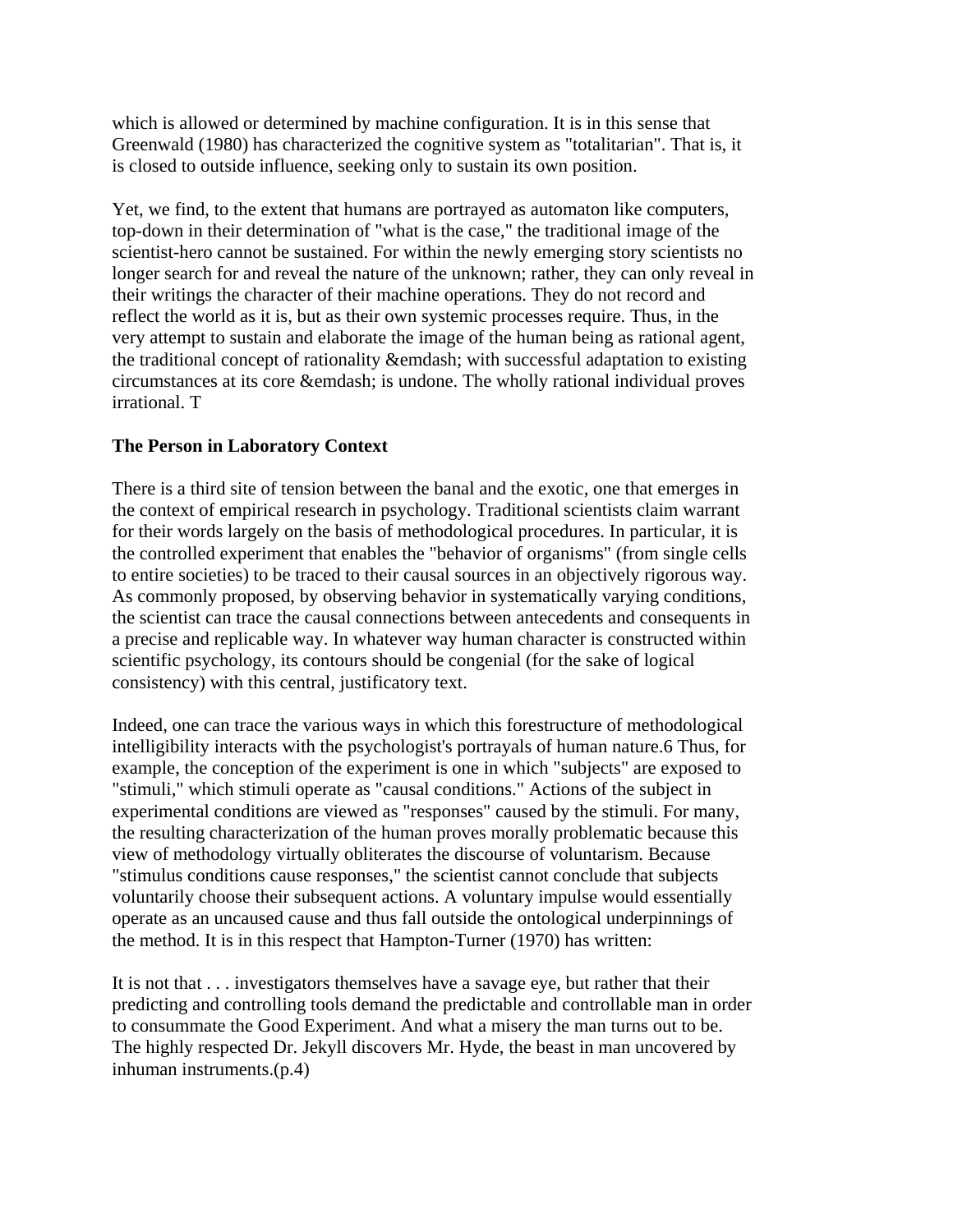which is allowed or determined by machine configuration. It is in this sense that Greenwald (1980) has characterized the cognitive system as "totalitarian". That is, it is closed to outside influence, seeking only to sustain its own position.

Yet, we find, to the extent that humans are portrayed as automaton like computers, top-down in their determination of "what is the case," the traditional image of the scientist-hero cannot be sustained. For within the newly emerging story scientists no longer search for and reveal the nature of the unknown; rather, they can only reveal in their writings the character of their machine operations. They do not record and reflect the world as it is, but as their own systemic processes require. Thus, in the very attempt to sustain and elaborate the image of the human being as rational agent, the traditional concept of rationality &emdash; with successful adaptation to existing circumstances at its core &emdash; is undone. The wholly rational individual proves irrational. T

### The Person in Laboratory Context

There is a third site of tension between the banal and the exotic, one that emerges in the context of empirical research in psychology. Traditional scientists claim warrant for their words largely on the basis of methodological procedures. In particular, it is the controlled experiment that enables the "behavior of organisms" (from single cells to entire societies) to be traced to their causal sources in an objectively rigorous way. As commonly proposed, by observing behavior in systematically varying conditions, the scientist can trace the causal connections between antecedents and consequents in a precise and replicable way. In whatever way human character is constructed within scientific psychology, its contours should be congenial (for the sake of logical consistency) with this central, justificatory text.

Indeed, one can trace the various ways in which this forestructure of methodological intelligibility interacts with the psychologist's portrayals of human nature.6 Thus, for example, the conception of the experiment is one in which "subjects" are exposed to "stimuli," which stimuli operate as "causal conditions." Actions of the subject in experimental conditions are viewed as "responses" caused by the stimuli. For many, the resulting characterization of the human proves morally problematic because this view of methodology virtually obliterates the discourse of voluntarism. Because "stimulus conditions cause responses," the scientist cannot conclude that subjects voluntarily choose their subsequent actions. A voluntary impulse would essentially operate as an uncaused cause and thus fall outside the ontological underpinnings of the method. It is in this respect that Hampton-Turner (1970) has written:

It is not that . . . investigators themselves have a savage eye, but rather that their predicting and controlling tools demand the predictable and controllable man in order to consummate the Good Experiment. And what a misery the man turns out to be. The highly respected Dr. Jekyll discovers Mr. Hyde, the beast in man uncovered by inhuman instruments.(p.4)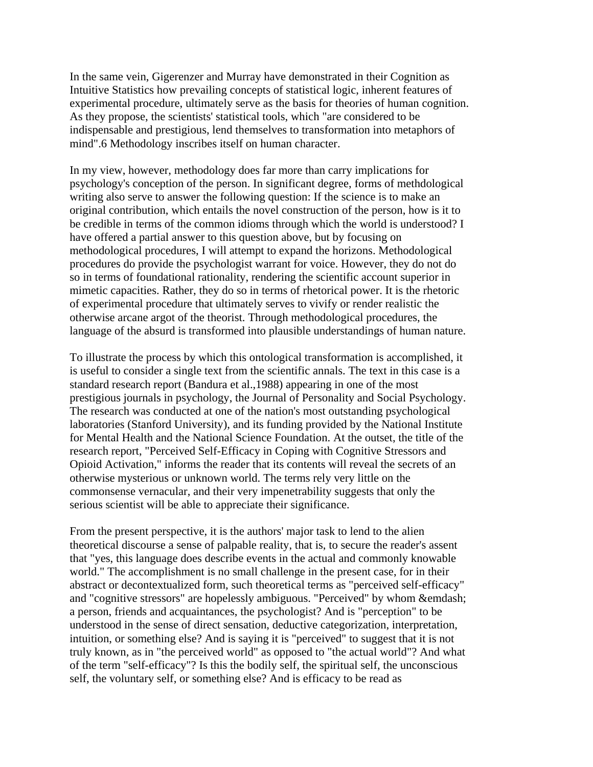In the same vein, Gigerenzer and Murray have demonstrated in their Cognition as Intuitive Statistics how prevailing concepts of statistical logic, inherent features of experimental procedure, ultimately serve as the basis for theories of human cognition. As they propose, the scientists' statistical tools, which "are considered to be indispensable and prestigious, lend themselves to transformation into metaphors of mind".6 Methodology inscribes itself on human character.

In my view, however, methodology does far more than carry implications for psychology's conception of the person. In significant degree, forms of methdological writing also serve to answer the following question: If the science is to make an original contribution, which entails the novel construction of the person, how is it to be credible in terms of the common idioms through which the world is understood? I have offered a partial answer to this question above, but by focusing on methodological procedures, I will attempt to expand the horizons. Methodological procedures do provide the psychologist warrant for voice. However, they do not do so in terms of foundational rationality, rendering the scientific account superior in mimetic capacities. Rather, they do so in terms of rhetorical power. It is the rhetoric of experimental procedure that ultimately serves to vivify or render realistic the otherwise arcane argot of the theorist. Through methodological procedures, the language of the absurd is transformed into plausible understandings of human nature.

To illustrate the process by which this ontological transformation is accomplished, it is useful to consider a single text from the scientific annals. The text in this case is a standard research report (Bandura et al.,1988) appearing in one of the most prestigious journals in psychology, the Journal of Personality and Social Psychology. The research was conducted at one of the nation's most outstanding psychological laboratories (Stanford University), and its funding provided by the National Institute for Mental Health and the National Science Foundation. At the outset, the title of the research report, "Perceived Self-Efficacy in Coping with Cognitive Stressors and Opioid Activation," informs the reader that its contents will reveal the secrets of an otherwise mysterious or unknown world. The terms rely very little on the commonsense vernacular, and their very impenetrability suggests that only the serious scientist will be able to appreciate their significance.

From the present perspective, it is the authors' major task to lend to the alien theoretical discourse a sense of palpable reality, that is, to secure the reader's assent that "yes, this language does describe events in the actual and commonly knowable world." The accomplishment is no small challenge in the present case, for in their abstract or decontextualized form, such theoretical terms as "perceived self-efficacy" and "cognitive stressors" are hopelessly ambiguous. "Perceived" by whom &emdash; a person, friends and acquaintances, the psychologist? And is "perception" to be understood in the sense of direct sensation, deductive categorization, interpretation, intuition, or something else? And is saying it is "perceived" to suggest that it is not truly known, as in "the perceived world" as opposed to "the actual world"? And what of the term "self-efficacy"? Is this the bodily self, the spiritual self, the unconscious self, the voluntary self, or something else? And is efficacy to be read as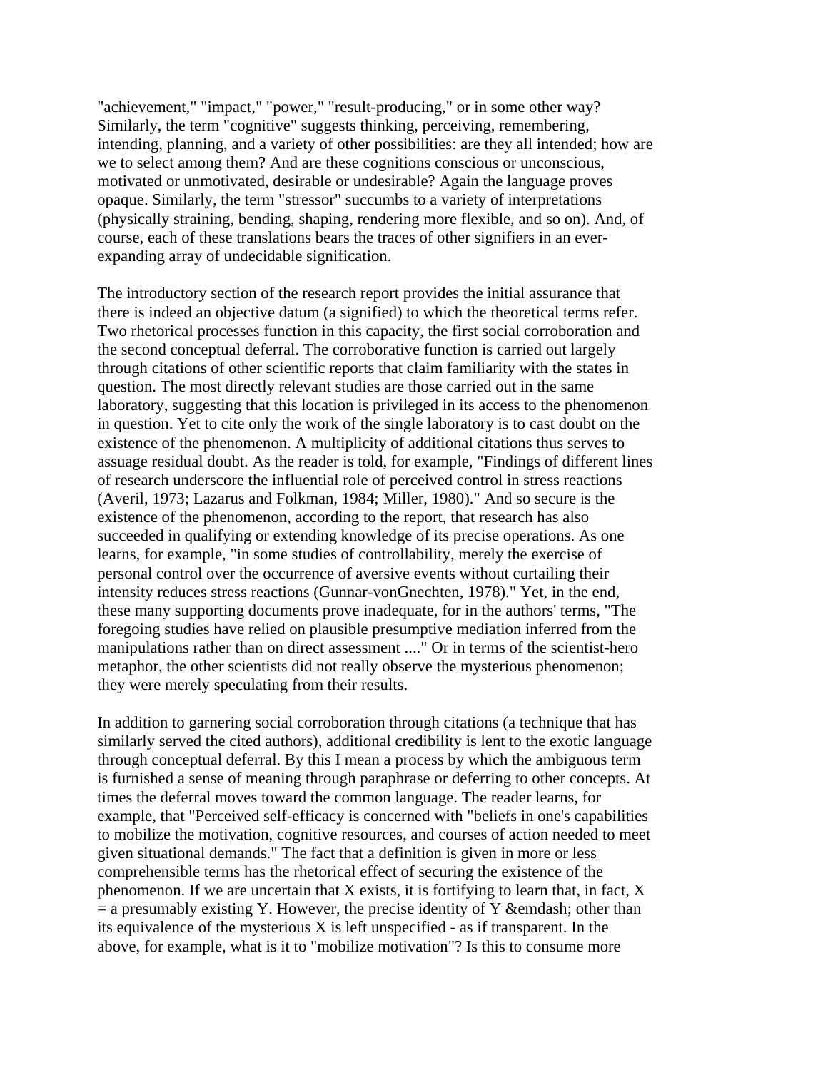"achievement," "impact," "power," "result-producing," or in some other way? Similarly, the term "cognitive" suggests thinking, perceiving, remembering, intending, planning, and a variety of other possibilities: are they all intended; how are we to select among them? And are these cognitions conscious or unconscious, motivated or unmotivated, desirable or undesirable? Again the language proves opaque. Similarly, the term "stressor" succumbs to a variety of interpretations (physically straining, bending, shaping, rendering more flexible, and so on). And, of course, each of these translations bears the traces of other signifiers in an ever-expanding array of undecidable signification.

The introductory section of the research report provides the initial assurance that there is indeed an objective datum (a signified) to which the theoretical terms refer. Two rhetorical processes function in this capacity, the first social corroboration and the second conceptual deferral. The corroborative function is carried out largely through citations of other scientific reports that claim familiarity with the states in question. The most directly relevant studies are those carried out in the same laboratory, suggesting that this location is privileged in its access to the phenomenon in question. Yet to cite only the work of the single laboratory is to cast doubt on the existence of the phenomenon. A multiplicity of additional citations thus serves to assuage residual doubt. As the reader is told, for example, "Findings of different lines of research underscore the influential role of perceived control in stress reactions (Averil, 1973; Lazarus and Folkman, 1984; Miller, 1980)." And so secure is the existence of the phenomenon, according to the report, that research has also succeeded in qualifying or extending knowledge of its precise operations. As one learns, for example, "in some studies of controllability, merely the exercise of personal control over the occurrence of aversive events without curtailing their intensity reduces stress reactions (Gunnar-vonGnechten, 1978)." Yet, in the end, these many supporting documents prove inadequate, for in the authors' terms, "The foregoing studies have relied on plausible presumptive mediation inferred from the manipulations rather than on direct assessment ...." Or in terms of the scientist-hero metaphor, the other scientists did not really observe the mysterious phenomenon; they were merely speculating from their results.

In addition to garnering social corroboration through citations (a technique that has similarly served the cited authors), additional credibility is lent to the exotic language through conceptual deferral. By this I mean a process by which the ambiguous term is furnished a sense of meaning through paraphrase or deferring to other concepts. At times the deferral moves toward the common language. The reader learns, for example, that "Perceived self-efficacy is concerned with "beliefs in one's capabilities to mobilize the motivation, cognitive resources, and courses of action needed to meet given situational demands." The fact that a definition is given in more or less comprehensible terms has the rhetorical effect of securing the existence of the phenomenon. If we are uncertain that X exists, it is fortifying to learn that, in fact, X = a presumably existing Y. However, the precise identity of Y &emdash; other than its equivalence of the mysterious X is left unspecified - as if transparent. In the above, for example, what is it to "mobilize motivation"? Is this to consume more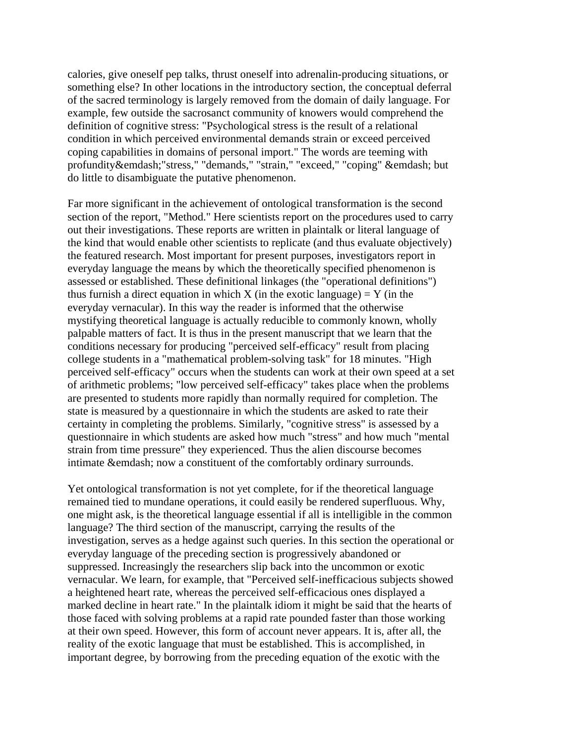calories, give oneself pep talks, thrust oneself into adrenalin-producing situations, or something else? In other locations in the introductory section, the conceptual deferral of the sacred terminology is largely removed from the domain of daily language. For example, few outside the sacrosanct community of knowers would comprehend the definition of cognitive stress: "Psychological stress is the result of a relational condition in which perceived environmental demands strain or exceed perceived coping capabilities in domains of personal import." The words are teeming with profundity&emdash;"stress," "demands," "strain," "exceed," "coping" &emdash; but do little to disambiguate the putative phenomenon.

Far more significant in the achievement of ontological transformation is the second section of the report, "Method." Here scientists report on the procedures used to carry out their investigations. These reports are written in plaintalk or literal language of the kind that would enable other scientists to replicate (and thus evaluate objectively) the featured research. Most important for present purposes, investigators report in everyday language the means by which the theoretically specified phenomenon is assessed or established. These definitional linkages (the "operational definitions") thus furnish a direct equation in which X (in the exotic language) = Y (in the everyday vernacular). In this way the reader is informed that the otherwise mystifying theoretical language is actually reducible to commonly known, wholly palpable matters of fact. It is thus in the present manuscript that we learn that the conditions necessary for producing "perceived self-efficacy" result from placing college students in a "mathematical problem-solving task" for 18 minutes. "High perceived self-efficacy" occurs when the students can work at their own speed at a set of arithmetic problems; "low perceived self-efficacy" takes place when the problems are presented to students more rapidly than normally required for completion. The state is measured by a questionnaire in which the students are asked to rate their certainty in completing the problems. Similarly, "cognitive stress" is assessed by a questionnaire in which students are asked how much "stress" and how much "mental strain from time pressure" they experienced. Thus the alien discourse becomes intimate &emdash; now a constituent of the comfortably ordinary surrounds.

Yet ontological transformation is not yet complete, for if the theoretical language remained tied to mundane operations, it could easily be rendered superfluous. Why, one might ask, is the theoretical language essential if all is intelligible in the common language? The third section of the manuscript, carrying the results of the investigation, serves as a hedge against such queries. In this section the operational or everyday language of the preceding section is progressively abandoned or suppressed. Increasingly the researchers slip back into the uncommon or exotic vernacular. We learn, for example, that "Perceived self-inefficacious subjects showed a heightened heart rate, whereas the perceived self-efficacious ones displayed a marked decline in heart rate." In the plaintalk idiom it might be said that the hearts of those faced with solving problems at a rapid rate pounded faster than those working at their own speed. However, this form of account never appears. It is, after all, the reality of the exotic language that must be established. This is accomplished, in important degree, by borrowing from the preceding equation of the exotic with the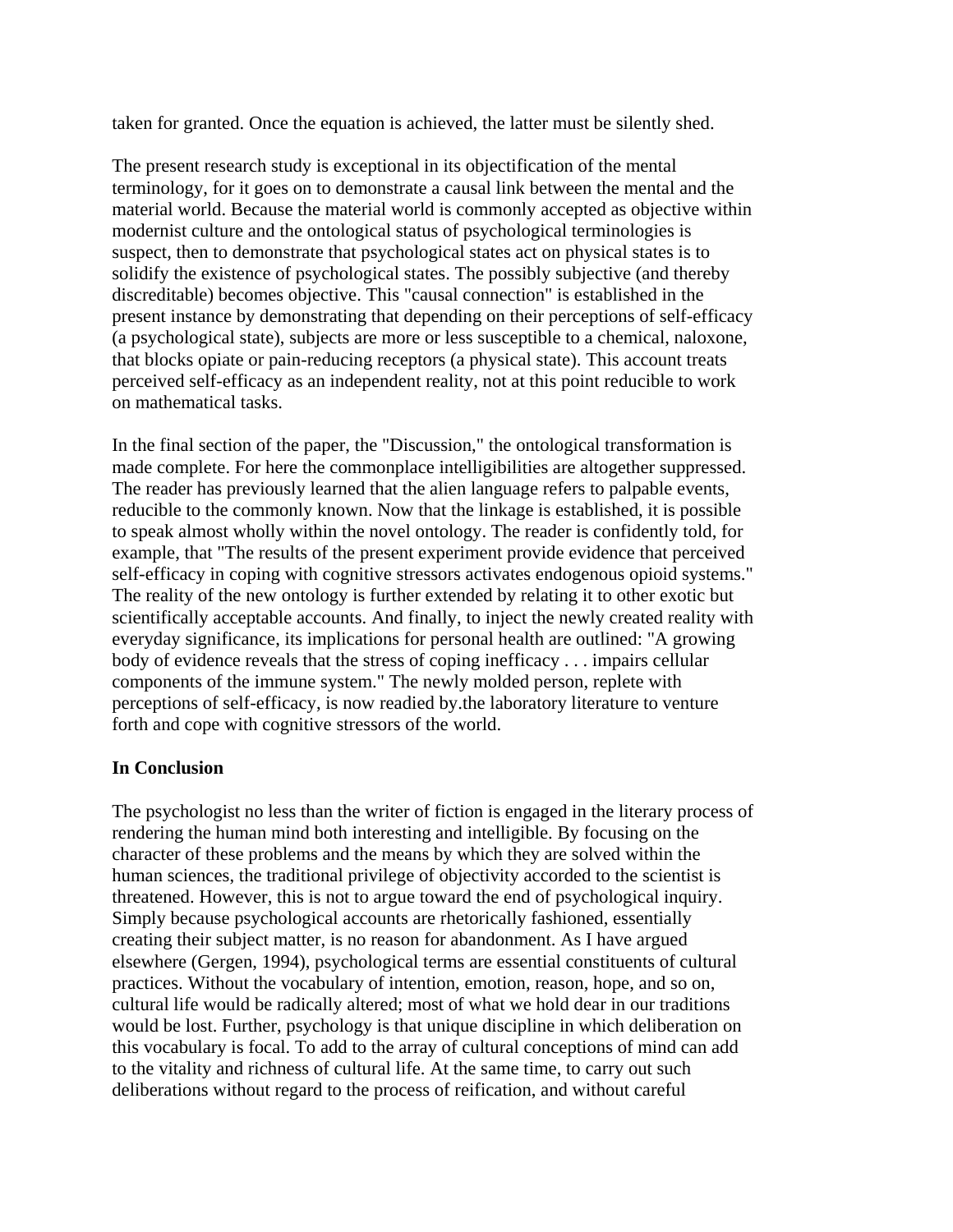taken for granted. Once the equation is achieved, the latter must be silently shed.

The present research study is exceptional in its objectification of the mental terminology, for it goes on to demonstrate a causal link between the mental and the material world. Because the material world is commonly accepted as objective within modernist culture and the ontological status of psychological terminologies is suspect, then to demonstrate that psychological states act on physical states is to solidify the existence of psychological states. The possibly subjective (and thereby discreditable) becomes objective. This "causal connection" is established in the present instance by demonstrating that depending on their perceptions of self-efficacy (a psychological state), subjects are more or less susceptible to a chemical, naloxone, that blocks opiate or pain-reducing receptors (a physical state). This account treats perceived self-efficacy as an independent reality, not at this point reducible to work on mathematical tasks.

In the final section of the paper, the "Discussion," the ontological transformation is made complete. For here the commonplace intelligibilities are altogether suppressed. The reader has previously learned that the alien language refers to palpable events, reducible to the commonly known. Now that the linkage is established, it is possible to speak almost wholly within the novel ontology. The reader is confidently told, for example, that "The results of the present experiment provide evidence that perceived self-efficacy in coping with cognitive stressors activates endogenous opioid systems." The reality of the new ontology is further extended by relating it to other exotic but scientifically acceptable accounts. And finally, to inject the newly created reality with everyday significance, its implications for personal health are outlined: "A growing body of evidence reveals that the stress of coping inefficacy . . . impairs cellular components of the immune system." The newly molded person, replete with perceptions of self-efficacy, is now readied by.the laboratory literature to venture forth and cope with cognitive stressors of the world.

**In Conclusion**

The psychologist no less than the writer of fiction is engaged in the literary process of rendering the human mind both interesting and intelligible. By focusing on the character of these problems and the means by which they are solved within the human sciences, the traditional privilege of objectivity accorded to the scientist is threatened. However, this is not to argue toward the end of psychological inquiry. Simply because psychological accounts are rhetorically fashioned, essentially creating their subject matter, is no reason for abandonment. As I have argued elsewhere (Gergen, 1994), psychological terms are essential constituents of cultural practices. Without the vocabulary of intention, emotion, reason, hope, and so on, cultural life would be radically altered; most of what we hold dear in our traditions would be lost. Further, psychology is that unique discipline in which deliberation on this vocabulary is focal. To add to the array of cultural conceptions of mind can add to the vitality and richness of cultural life. At the same time, to carry out such deliberations without regard to the process of reification, and without careful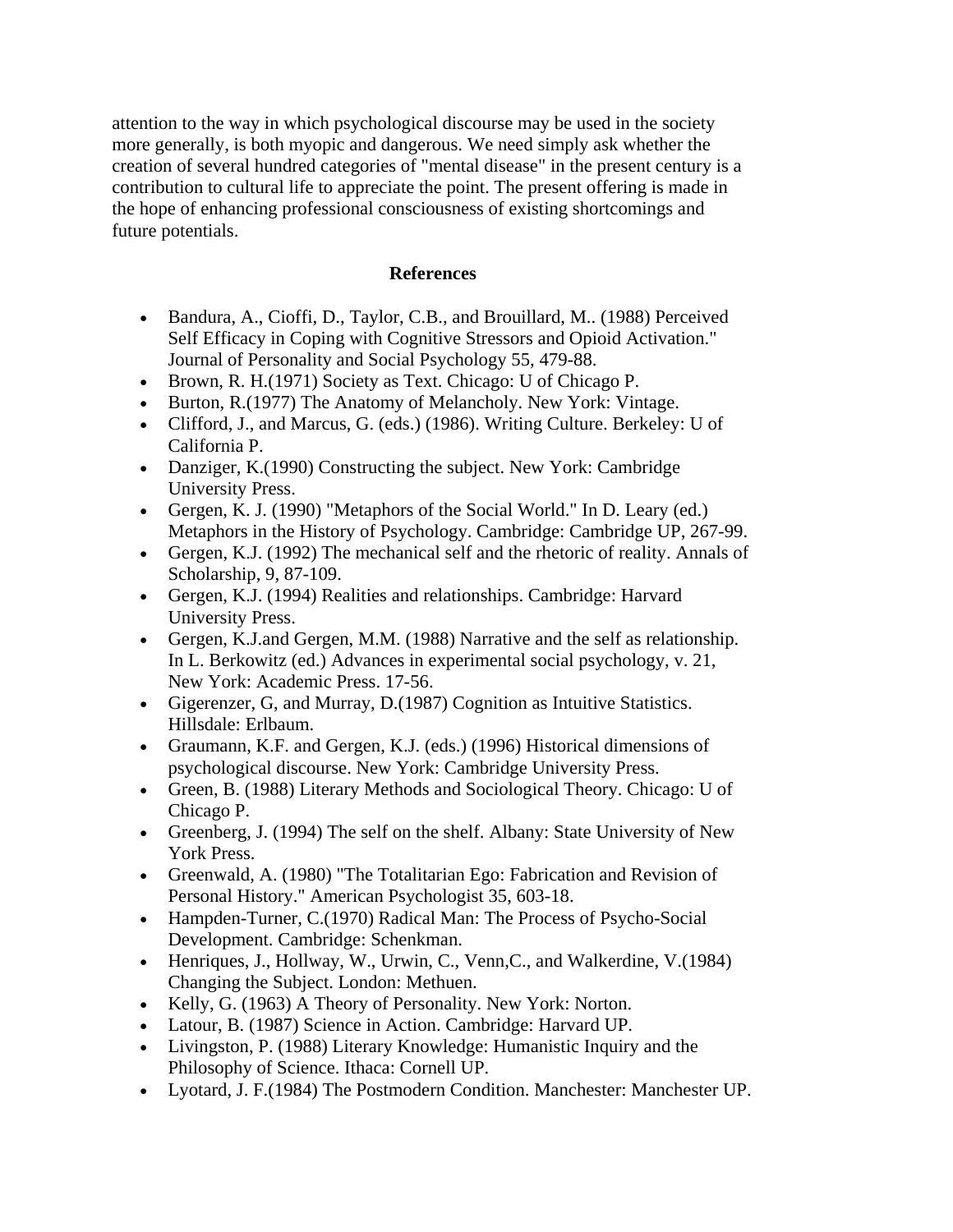attention to the way in which psychological discourse may be used in the society more generally, is both myopic and dangerous. We need simply ask whether the creation of several hundred categories of "mental disease" in the present century is a contribution to cultural life to appreciate the point. The present offering is made in the hope of enhancing professional consciousness of existing shortcomings and future potentials.

## References

- Bandura, A., Cioffi, D., Taylor, C.B., and Brouillard, M.. (1988) Perceived Self Efficacy in Coping with Cognitive Stressors and Opioid Activation." Journal of Personality and Social Psychology 55, 479-88.
- Brown, R. H.(1971) Society as Text. Chicago: U of Chicago P.
- Burton, R.(1977) The Anatomy of Melancholy. New York: Vintage.
- Clifford, J., and Marcus, G. (eds.) (1986). Writing Culture. Berkeley: U of California P.
- Danziger, K.(1990) Constructing the subject. New York: Cambridge University Press.
- Gergen, K. J. (1990) "Metaphors of the Social World." In D. Leary (ed.) Metaphors in the History of Psychology. Cambridge: Cambridge UP, 267-99.
- Gergen, K.J. (1992) The mechanical self and the rhetoric of reality. Annals of Scholarship, 9, 87-109.
- Gergen, K.J. (1994) Realities and relationships. Cambridge: Harvard University Press.
- Gergen, K.J.and Gergen, M.M. (1988) Narrative and the self as relationship. In L. Berkowitz (ed.) Advances in experimental social psychology, v. 21, New York: Academic Press. 17-56.
- Gigerenzer, G, and Murray, D.(1987) Cognition as Intuitive Statistics. Hillsdale: Erlbaum.
- Graumann, K.F. and Gergen, K.J. (eds.) (1996) Historical dimensions of psychological discourse. New York: Cambridge University Press.
- Green, B. (1988) Literary Methods and Sociological Theory. Chicago: U of Chicago P.
- Greenberg, J. (1994) The self on the shelf. Albany: State University of New York Press.
- Greenwald, A. (1980) "The Totalitarian Ego: Fabrication and Revision of Personal History." American Psychologist 35, 603-18.
- Hampden-Turner, C.(1970) Radical Man: The Process of Psycho-Social Development. Cambridge: Schenkman.
- Henriques, J., Hollway, W., Urwin, C., Venn,C., and Walkerdine, V.(1984) Changing the Subject. London: Methuen.
- Kelly, G. (1963) A Theory of Personality. New York: Norton.
- Latour, B. (1987) Science in Action. Cambridge: Harvard UP.
- Livingston, P. (1988) Literary Knowledge: Humanistic Inquiry and the Philosophy of Science. Ithaca: Cornell UP.
- Lyotard, J. F.(1984) The Postmodern Condition. Manchester: Manchester UP.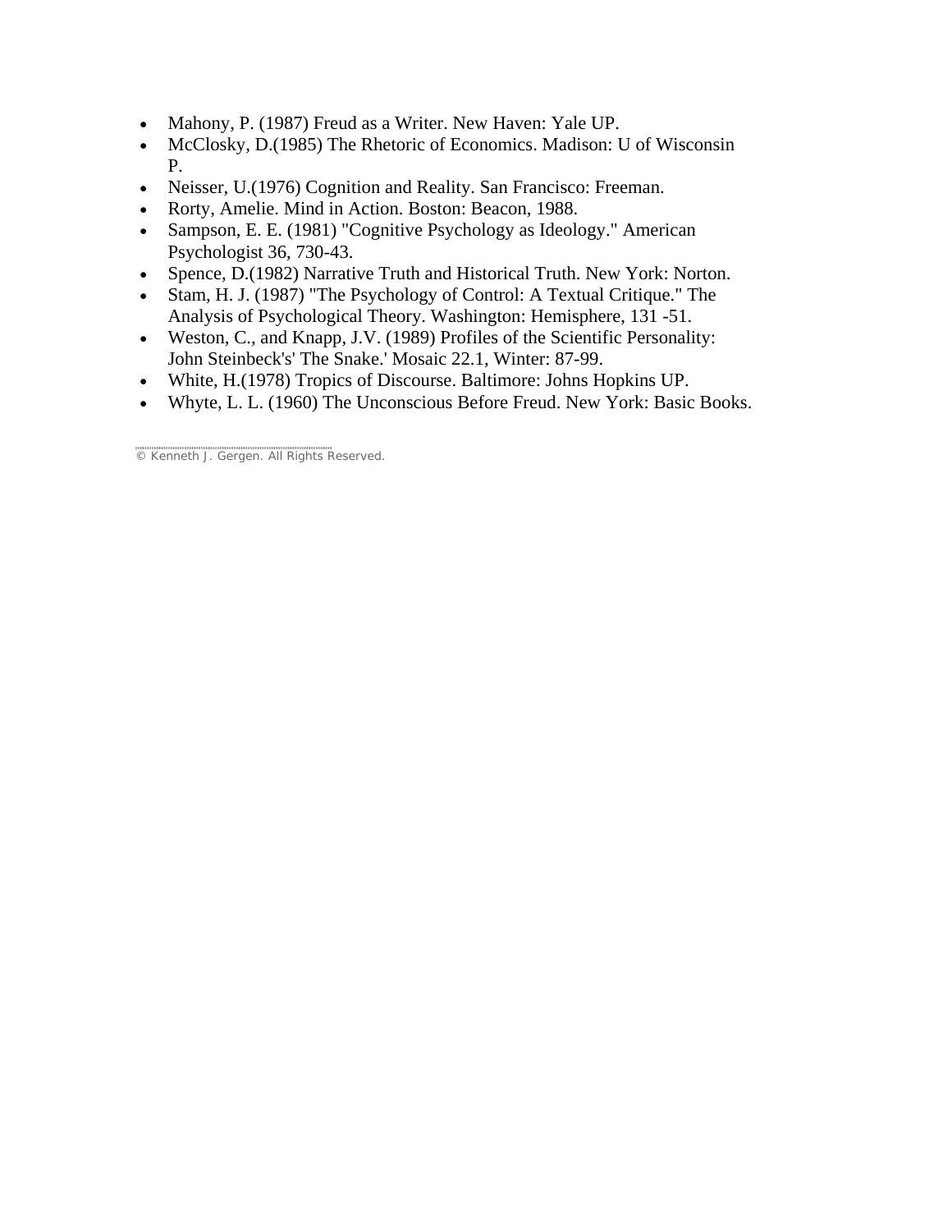- Mahony, P. (1987) Freud as a Writer. New Haven: Yale UP.
- McClosky, D.(1985) The Rhetoric of Economics. Madison: U of Wisconsin P.
- Neisser, U.(1976) Cognition and Reality. San Francisco: Freeman.
- Rorty, Amelie. Mind in Action. Boston: Beacon, 1988.
- Sampson, E. E. (1981) "Cognitive Psychology as Ideology." American Psychologist 36, 730-43.
- Spence, D.(1982) Narrative Truth and Historical Truth. New York: Norton.
- Stam, H. J. (1987) "The Psychology of Control: A Textual Critique." The Analysis of Psychological Theory. Washington: Hemisphere, 131 -51.
- Weston, C., and Knapp, J.V. (1989) Profiles of the Scientific Personality: John Steinbeck's' The Snake.' Mosaic 22.1, Winter: 87-99.
- White, H.(1978) Tropics of Discourse. Baltimore: Johns Hopkins UP.
- Whyte, L. L. (1960) The Unconscious Before Freud. New York: Basic Books.

© Kenneth J. Gergen. All Rights Reserved.